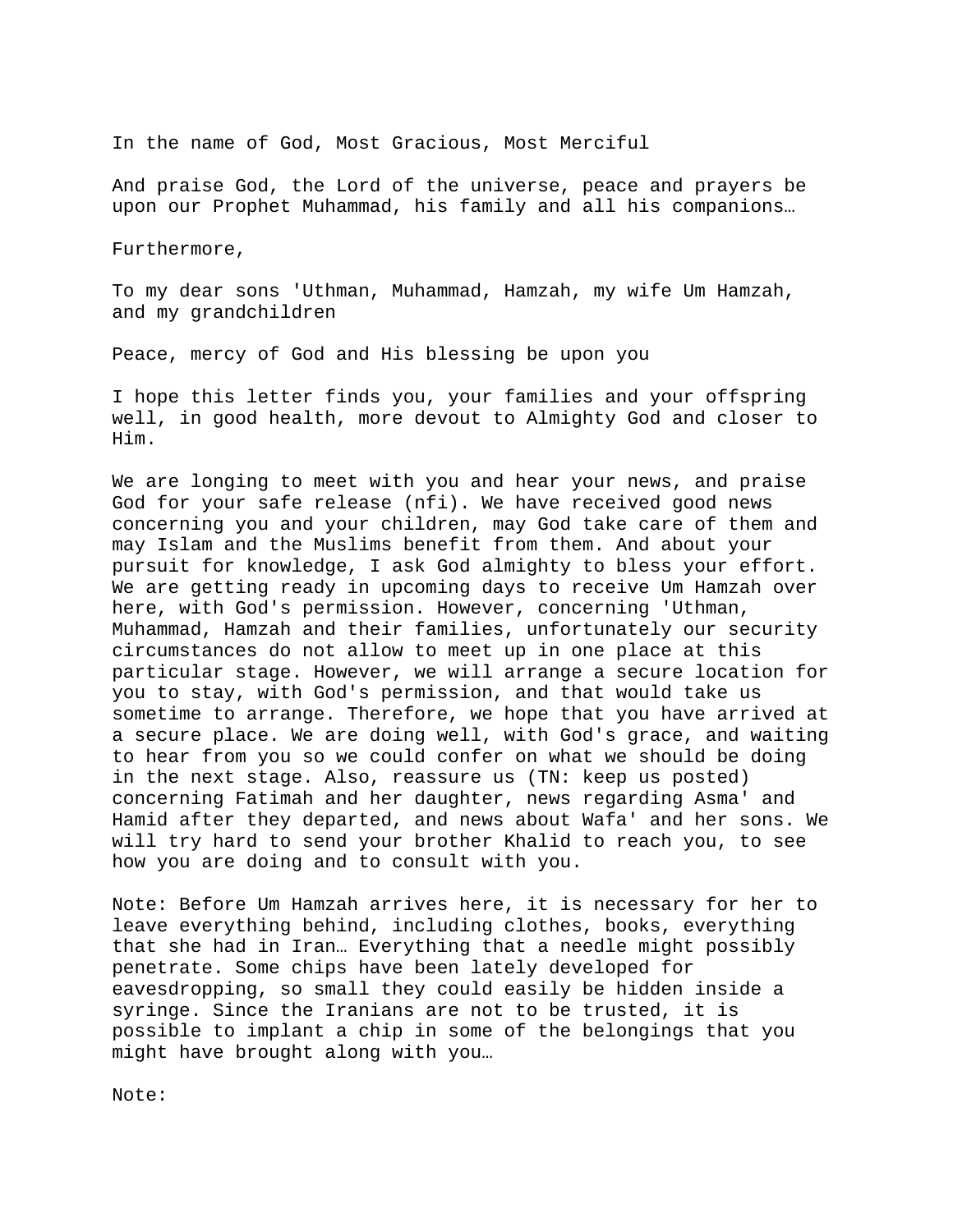In the name of God, Most Gracious, Most Merciful

And praise God, the Lord of the universe, peace and prayers be upon our Prophet Muhammad, his family and all his companions…

Furthermore,

To my dear sons 'Uthman, Muhammad, Hamzah, my wife Um Hamzah, and my grandchildren

Peace, mercy of God and His blessing be upon you

I hope this letter finds you, your families and your offspring well, in good health, more devout to Almighty God and closer to Him.

We are longing to meet with you and hear your news, and praise God for your safe release (nfi). We have received good news concerning you and your children, may God take care of them and may Islam and the Muslims benefit from them. And about your pursuit for knowledge, I ask God almighty to bless your effort. We are getting ready in upcoming days to receive Um Hamzah over here, with God's permission. However, concerning 'Uthman, Muhammad, Hamzah and their families, unfortunately our security circumstances do not allow to meet up in one place at this particular stage. However, we will arrange a secure location for you to stay, with God's permission, and that would take us sometime to arrange. Therefore, we hope that you have arrived at a secure place. We are doing well, with God's grace, and waiting to hear from you so we could confer on what we should be doing in the next stage. Also, reassure us (TN: keep us posted) concerning Fatimah and her daughter, news regarding Asma' and Hamid after they departed, and news about Wafa' and her sons. We will try hard to send your brother Khalid to reach you, to see how you are doing and to consult with you.

Note: Before Um Hamzah arrives here, it is necessary for her to leave everything behind, including clothes, books, everything that she had in Iran… Everything that a needle might possibly penetrate. Some chips have been lately developed for eavesdropping, so small they could easily be hidden inside a syringe. Since the Iranians are not to be trusted, it is possible to implant a chip in some of the belongings that you might have brought along with you…

Note: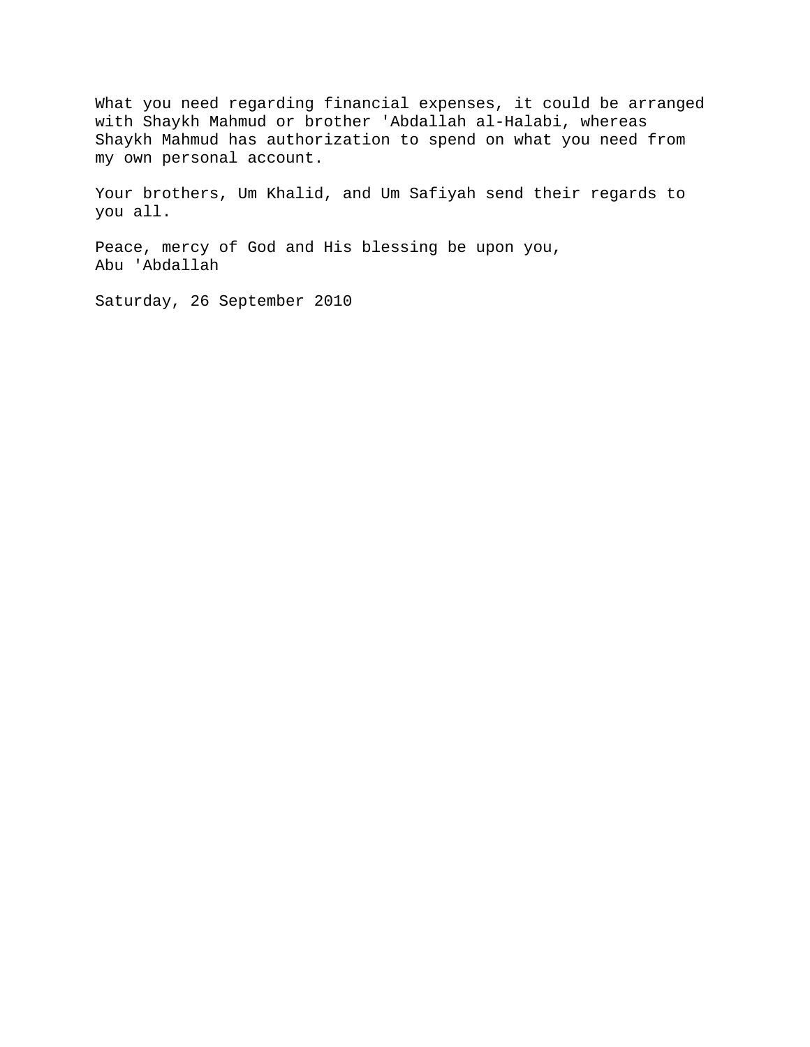What you need regarding financial expenses, it could be arranged with Shaykh Mahmud or brother 'Abdallah al-Halabi, whereas Shaykh Mahmud has authorization to spend on what you need from my own personal account.

Your brothers, Um Khalid, and Um Safiyah send their regards to you all.

Peace, mercy of God and His blessing be upon you,
Abu 'Abdallah

Saturday, 26 September 2010